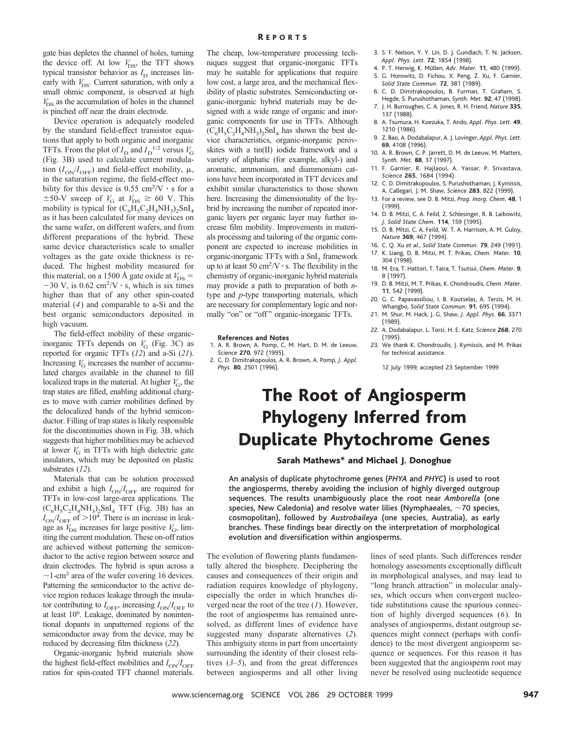gate bias depletes the channel of holes, turning the device off. At low $V_{DS}$, the TFT shows typical transistor behavior as $I_D$ increases linearly with $V_{DS}$. Current saturation, with only a small ohmic component, is observed at high $V_{DS}$ as the accumulation of holes in the channel is pinched off near the drain electrode.

Device operation is adequately modeled by the standard field-effect transistor equations that apply to both organic and inorganic TFTs. From the plot of $I_D$ and $I_D^{1/2}$ versus $V_G$ (Fig. 3B) used to calculate current modulation ($I_{ON}/I_{OFF}$) and field-effect mobility, $\mu$, in the saturation regime, the field-effect mobility for this device is 0.55 $cm^2/V \cdot s$ for a $\pm$50-V sweep of $V_G$ at $V_{DS} \geq$ 60 V. This mobility is typical for $(C_6H_5C_2H_4NH_3)_2SnI_4$ as it has been calculated for many devices on the same wafer, on different wafers, and from different preparations of the hybrid. These same device characteristics scale to smaller voltages as the gate oxide thickness is reduced. The highest mobility measured for this material, on a 1500 Å gate oxide at $V_{DS} = -30$ V, is 0.62 $cm^2/V \cdot s$, which is six times higher than that of any other spin-coated material (*4*) and comparable to a-Si and the best organic semiconductors deposited in high vacuum.

The field-effect mobility of these organic-inorganic TFTs depends on $V_G$ (Fig. 3C) as reported for organic TFTs (*12*) and a-Si (*21*). Increasing $V_G$ increases the number of accumulated charges available in the channel to fill localized traps in the material. At higher $V_G$, the trap states are filled, enabling additional charges to move with carrier mobilities defined by the delocalized bands of the hybrid semiconductor. Filling of trap states is likely responsible for the discontinuities shown in Fig. 3B, which suggests that higher mobilities may be achieved at lower $V_G$ in TFTs with high dielectric gate insulators, which may be deposited on plastic substrates (*12*).

Materials that can be solution processed and exhibit a high $I_{ON}/I_{OFF}$ are required for TFTs in low-cost large-area applications. The $(C_6H_5C_2H_4NH_3)_2SnI_4$ TFT (Fig. 3B) has an $I_{ON}/I_{OFF}$ of $>10^4$. There is an increase in leakage as $V_{DS}$ increases for large positive $V_G$, limiting the current modulation. These on-off ratios are achieved without patterning the semiconductor to the active region between source and drain electrodes. The hybrid is spun across a ~1-$cm^2$ area of the wafer covering 16 devices. Patterning the semiconductor to the active device region reduces leakage through the insulator contributing to $I_{OFF}$, increasing $I_{ON}/I_{OFF}$ to at least $10^6$. Leakage, dominated by nonintentional dopants in unpatterned regions of the semiconductor away from the device, may be reduced by decreasing film thickness (*22*).

Organic-inorganic hybrid materials show the highest field-effect mobilities and $I_{ON}/I_{OFF}$ ratios for spin-coated TFT channel materials. The cheap, low-temperature processing techniques suggest that organic-inorganic TFTs may be suitable for applications that require low cost, a large area, and the mechanical flexibility of plastic substrates. Semiconducting organic-inorganic hybrid materials may be designed with a wide range of organic and inorganic components for use in TFTs. Although $(C_6H_5C_2H_4NH_3)_2SnI_4$ has shown the best device characteristics, organic-inorganic perovskites with a tin(II) iodide framework and a variety of aliphatic (for example, alkyl-) and aromatic, ammonium, and diammonium cations have been incorporated in TFT devices and exhibit similar characteristics to those shown here. Increasing the dimensionality of the hybrid by increasing the number of repeated inorganic layers per organic layer may further increase film mobility. Improvements in materials processing and tailoring of the organic component are expected to increase mobilities in organic-inorganic TFTs with a $SnI_2$ framework up to at least 50 $cm^2/V \cdot s$. The flexibility in the chemistry of organic-inorganic hybrid materials may provide a path to preparation of both *n*-type and *p*-type transporting materials, which are necessary for complementary logic and normally "on" or "off" organic-inorganic TFTs.

**References and Notes**

1. A. R. Brown, A. Pomp, C. M. Hart, D. M. de Leeuw, *Science* **270**, 972 (1995).
2. C. D. Dimitrakopoulos, A. R. Brown, A. Pomp, *J. Appl. Phys.* **80**, 2501 (1996).
3. S. F. Nelson, Y. Y. Lin, D. J. Gundlach, T. N. Jackson, *Appl. Phys. Lett.* **72**, 1854 (1998).
4. P. T. Herwig, K. Müllen, *Adv. Mater.* **11**, 480 (1999).
5. G. Horowitz, D. Fichou, X. Peng, Z. Xu, F. Garnier, *Solid State Commun.* **72**, 381 (1989).
6. C. D. Dimitrakopoulos, B. Furman, T. Graham, S. Hegde, S. Purushothaman, *Synth. Met.* **92**, 47 (1998).
7. J. H. Burroughes, C. A. Jones, R. H. Friend, *Nature* **335**, 137 (1988).
8. A. Tsumura, H. Koezuka, T. Ando, *Appl. Phys. Lett.* **49**, 1210 (1986).
9. Z. Bao, A. Dodabalapur, A. J. Lovinger, *Appl. Phys. Lett.* **69**, 4108 (1996).
10. A. R. Brown, C. P. Jarrett, D. M. de Leeuw, M. Matters, *Synth. Met.* **88**, 37 (1997).
11. F. Garnier, R. Hajlaoui, A. Yassar, P. Srivastava, *Science* **265**, 1684 (1994).
12. C. D. Dimitrakopoulos, S. Purushothaman, J. Kymissis, A. Callegari, J. M. Shaw, *Science* **283**, 822 (1999).
13. For a review, see D. B. Mitzi, *Prog. Inorg. Chem.* **48**, 1 (1999).
14. D. B. Mitzi, C. A. Feild, Z. Schlesinger, R. B. Laibowitz, *J. Solid State Chem.* **114**, 159 (1995).
15. D. B. Mitzi, C. A. Feild, W. T. A. Harrison, A. M. Guloy, *Nature* **369**, 467 (1994).
16. C. Q. Xu *et al.*, *Solid State Commun.* **79**, 249 (1991).
17. K. Liang, D. B. Mitzi, M. T. Prikas, *Chem. Mater.* **10**, 304 (1998).
18. M. Era, T. Hattori, T. Taira, T. Tsutsui, *Chem. Mater.* **9**, 8 (1997).
19. D. B. Mitzi, M. T. Prikas, K. Chondroudis, *Chem. Mater.* **11**, 542 (1999).
20. G. C. Papavassiliou, I. B. Koutselas, A. Terzis, M. H. Whangbo, *Solid State Commun.* **91**, 695 (1994).
21. M. Shur, M. Hack, J. G. Shaw, *J. Appl. Phys.* **66**, 3371 (1989).
22. A. Dodabalapur, L. Torsi, H. E. Katz, *Science* **268**, 270 (1995).
23. We thank K. Chondroudis, J. Kymissis, and M. Prikas for technical assistance.

12 July 1999; accepted 23 September 1999

# The Root of Angiosperm Phylogeny Inferred from Duplicate Phytochrome Genes

**Sarah Mathews\* and Michael J. Donoghue**

An analysis of duplicate phytochrome genes (*PHYA* and *PHYC*) is used to root the angiosperms, thereby avoiding the inclusion of highly diverged outgroup sequences. The results unambiguously place the root near *Amborella* (one species, New Caledonia) and resolve water lilies (Nymphaeales, ~70 species, cosmopolitan), followed by *Austrobaileya* (one species, Australia), as early branches. These findings bear directly on the interpretation of morphological evolution and diversification within angiosperms.

The evolution of flowering plants fundamentally altered the biosphere. Deciphering the causes and consequences of their origin and radiation requires knowledge of phylogeny, especially the order in which branches diverged near the root of the tree (*1*). However, the root of angiosperms has remained unresolved, as different lines of evidence have suggested many disparate alternatives (*2*). This ambiguity stems in part from uncertainty surrounding the identity of their closest relatives (*3–5*), and from the great differences between angiosperms and all other living lines of seed plants. Such differences render homology assessments exceptionally difficult in morphological analyses, and may lead to "long branch attraction" in molecular analyses, which occurs when convergent nucleotide substitutions cause the spurious connection of highly diverged sequences (*6*). In analyses of angiosperms, distant outgroup sequences might connect (perhaps with confidence) to the most divergent angiosperm sequence or sequences. For this reason it has been suggested that the angiosperm root may never be resolved using nucleotide sequence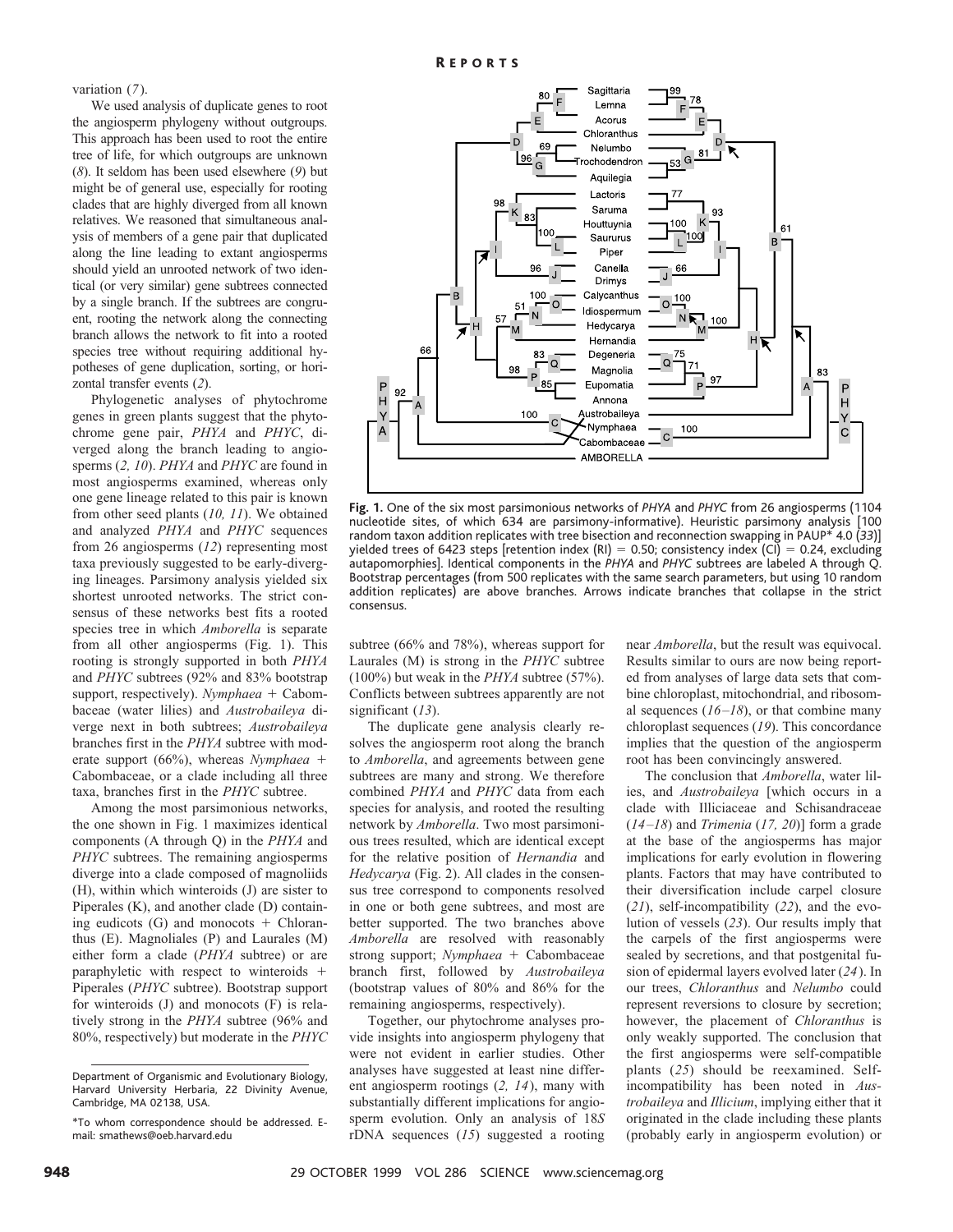variation (*7*).

We used analysis of duplicate genes to root the angiosperm phylogeny without outgroups. This approach has been used to root the entire tree of life, for which outgroups are unknown (*8*). It seldom has been used elsewhere (*9*) but might be of general use, especially for rooting clades that are highly diverged from all known relatives. We reasoned that simultaneous analysis of members of a gene pair that duplicated along the line leading to extant angiosperms should yield an unrooted network of two identical (or very similar) gene subtrees connected by a single branch. If the subtrees are congruent, rooting the network along the connecting branch allows the network to fit into a rooted species tree without requiring additional hypotheses of gene duplication, sorting, or horizontal transfer events (*2*).

Phylogenetic analyses of phytochrome genes in green plants suggest that the phytochrome gene pair, *PHYA* and *PHYC*, diverged along the branch leading to angiosperms (*2, 10*). *PHYA* and *PHYC* are found in most angiosperms examined, whereas only one gene lineage related to this pair is known from other seed plants (*10, 11*). We obtained and analyzed *PHYA* and *PHYC* sequences from 26 angiosperms (*12*) representing most taxa previously suggested to be early-diverging lineages. Parsimony analysis yielded six shortest unrooted networks. The strict consensus of these networks best fits a rooted species tree in which *Amborella* is separate from all other angiosperms (Fig. 1). This rooting is strongly supported in both *PHYA* and *PHYC* subtrees (92% and 83% bootstrap support, respectively). *Nymphaea* + Cabombaceae (water lilies) and *Austrobaileya* diverge next in both subtrees; *Austrobaileya* branches first in the *PHYA* subtree with moderate support (66%), whereas *Nymphaea* + Cabombaceae, or a clade including all three taxa, branches first in the *PHYC* subtree.

Among the most parsimonious networks, the one shown in Fig. 1 maximizes identical components (A through Q) in the *PHYA* and *PHYC* subtrees. The remaining angiosperms diverge into a clade composed of magnoliids (H), within which winteroids (J) are sister to Piperales (K), and another clade (D) containing eudicots (G) and monocots + Chloranthus (E). Magnoliales (P) and Laurales (M) either form a clade (*PHYA* subtree) or are paraphyletic with respect to winteroids + Piperales (*PHYC* subtree). Bootstrap support for winteroids (J) and monocots (F) is relatively strong in the *PHYA* subtree (96% and 80%, respectively) but moderate in the *PHYC* subtree (66% and 78%), whereas support for Laurales (M) is strong in the *PHYC* subtree (100%) but weak in the *PHYA* subtree (57%). Conflicts between subtrees apparently are not significant (*13*).

**Fig. 1.** One of the six most parsimonious networks of *PHYA* and *PHYC* from 26 angiosperms (1104 nucleotide sites, of which 634 are parsimony-informative). Heuristic parsimony analysis [100 random taxon addition replicates with tree bisection and reconnection swapping in PAUP* 4.0 (*33*)] yielded trees of 6423 steps [retention index (RI) = 0.50; consistency index (CI) = 0.24, excluding autapomorphies]. Identical components in the *PHYA* and *PHYC* subtrees are labeled A through Q. Bootstrap percentages (from 500 replicates with the same search parameters, but using 10 random addition replicates) are above branches. Arrows indicate branches that collapse in the strict consensus.

The duplicate gene analysis clearly resolves the angiosperm root along the branch to *Amborella*, and agreements between gene subtrees are many and strong. We therefore combined *PHYA* and *PHYC* data from each species for analysis, and rooted the resulting network by *Amborella*. Two most parsimonious trees resulted, which are identical except for the relative position of *Hernandia* and *Hedycarya* (Fig. 2). All clades in the consensus tree correspond to components resolved in one or both gene subtrees, and most are better supported. The two branches above *Amborella* are resolved with reasonably strong support; *Nymphaea* + Cabombaceae branch first, followed by *Austrobaileya* (bootstrap values of 80% and 86% for the remaining angiosperms, respectively).

Together, our phytochrome analyses provide insights into angiosperm phylogeny that were not evident in earlier studies. Other analyses have suggested at least nine different angiosperm rootings (*2, 14*), many with substantially different implications for angiosperm evolution. Only an analysis of 18*S* rDNA sequences (*15*) suggested a rooting near *Amborella*, but the result was equivocal. Results similar to ours are now being reported from analyses of large data sets that combine chloroplast, mitochondrial, and ribosomal sequences (*16–18*), or that combine many chloroplast sequences (*19*). This concordance implies that the question of the angiosperm root has been convincingly answered.

The conclusion that *Amborella*, water lilies, and *Austrobaileya* [which occurs in a clade with Illiciaceae and Schisandraceae (*14–18*) and *Trimenia* (*17, 20*)] form a grade at the base of the angiosperms has major implications for early evolution in flowering plants. Factors that may have contributed to their diversification include carpel closure (*21*), self-incompatibility (*22*), and the evolution of vessels (*23*). Our results imply that the carpels of the first angiosperms were sealed by secretions, and that postgenital fusion of epidermal layers evolved later (*24*). In our trees, *Chloranthus* and *Nelumbo* could represent reversions to closure by secretion; however, the placement of *Chloranthus* is only weakly supported. The conclusion that the first angiosperms were self-compatible plants (*25*) should be reexamined. Self-incompatibility has been noted in *Austrobaileya* and *Illicium*, implying either that it originated in the clade including these plants (probably early in angiosperm evolution) or

---

Department of Organismic and Evolutionary Biology, Harvard University Herbaria, 22 Divinity Avenue, Cambridge, MA 02138, USA.

*To whom correspondence should be addressed. E-mail: smathews@oeb.harvard.edu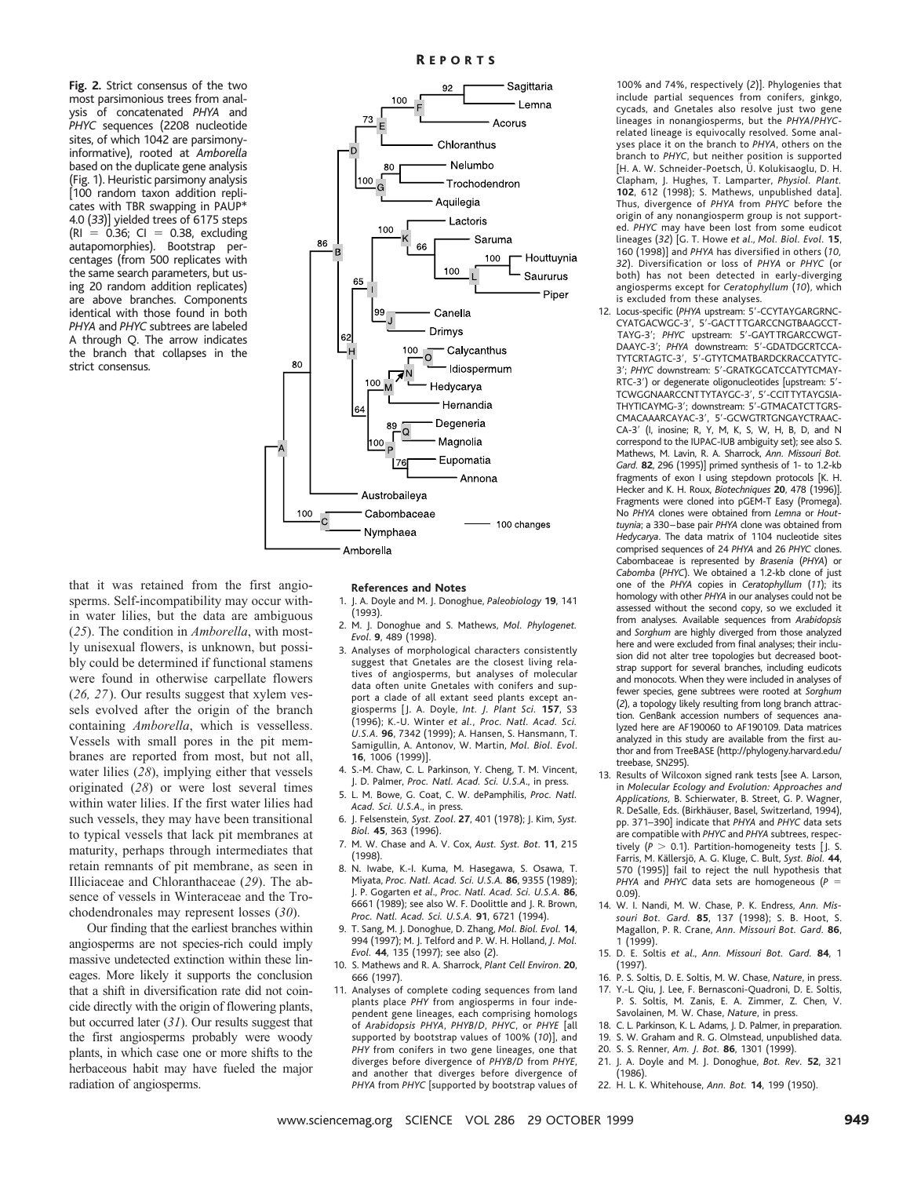**Fig. 2.** Strict consensus of the two most parsimonious trees from analysis of concatenated *PHYA* and *PHYC* sequences (2208 nucleotide sites, of which 1042 are parsimony-informative), rooted at *Amborella* based on the duplicate gene analysis (Fig. 1). Heuristic parsimony analysis [100 random taxon addition replicates with TBR swapping in PAUP* 4.0 (*33*)] yielded trees of 6175 steps (RI = 0.36; CI = 0.38, excluding autapomorphies). Bootstrap percentages (from 500 replicates with the same search parameters, but using 20 random addition replicates) are above branches. Components identical with those found in both *PHYA* and *PHYC* subtrees are labeled A through Q. The arrow indicates the branch that collapses in the strict consensus.

that it was retained from the first angiosperms. Self-incompatibility may occur within water lilies, but the data are ambiguous (*25*). The condition in *Amborella*, with mostly unisexual flowers, is unknown, but possibly could be determined if functional stamens were found in otherwise carpellate flowers (*26, 27*). Our results suggest that xylem vessels evolved after the origin of the branch containing *Amborella*, which is vesselless. Vessels with small pores in the pit membranes are reported from most, but not all, water lilies (*28*), implying either that vessels originated (*28*) or were lost several times within water lilies. If the first water lilies had such vessels, they may have been transitional to typical vessels that lack pit membranes at maturity, perhaps through intermediates that retain remnants of pit membrane, as seen in Illiciaceae and Chloranthaceae (*29*). The absence of vessels in Winteraceae and the Trochodendronales may represent losses (*30*).

Our finding that the earliest branches within angiosperms are not species-rich could imply massive undetected extinction within these lineages. More likely it supports the conclusion that a shift in diversification rate did not coincide directly with the origin of flowering plants, but occurred later (*31*). Our results suggest that the first angiosperms probably were woody plants, in which case one or more shifts to the herbaceous habit may have fueled the major radiation of angiosperms.

### References and Notes

1. J. A. Doyle and M. J. Donoghue, *Paleobiology* **19**, 141 (1993).
2. M. J. Donoghue and S. Mathews, *Mol. Phylogenet. Evol*. **9**, 489 (1998).
3. Analyses of morphological characters consistently suggest that Gnetales are the closest living relatives of angiosperms, but analyses of molecular data often unite Gnetales with conifers and support a clade of all extant seed plants except angiosperms [J. A. Doyle, *Int. J. Plant Sci*. **157**, S3 (1996); K.-U. Winter *et al*., *Proc. Natl. Acad. Sci. U.S.A*. **96**, 7342 (1999); A. Hansen, S. Hansmann, T. Samigullin, A. Antonov, W. Martin, *Mol. Biol. Evol*. **16**, 1006 (1999)].
4. S.-M. Chaw, C. L. Parkinson, Y. Cheng, T. M. Vincent, J. D. Palmer, *Proc. Natl. Acad. Sci. U.S.A*., in press.
5. L. M. Bowe, G. Coat, C. W. dePamphilis, *Proc. Natl. Acad. Sci. U.S.A*., in press.
6. J. Felsenstein, *Syst. Zool*. **27**, 401 (1978); J. Kim, *Syst. Biol*. **45**, 363 (1996).
7. M. W. Chase and A. V. Cox, *Aust. Syst. Bot*. **11**, 215 (1998).
8. N. Iwabe, K.-I. Kuma, M. Hasegawa, S. Osawa, T. Miyata, *Proc. Natl. Acad. Sci. U.S.A*. **86**, 9355 (1989); J. P. Gogarten *et al*., *Proc. Natl. Acad. Sci. U.S.A*. **86**, 6661 (1989); see also W. F. Doolittle and J. R. Brown, *Proc. Natl. Acad. Sci. U.S.A*. **91**, 6721 (1994).
9. T. Sang, M. J. Donoghue, D. Zhang, *Mol. Biol. Evol*. **14**, 994 (1997); M. J. Telford and P. W. H. Holland, *J. Mol. Evol*. **44**, 135 (1997); see also (*2*).
10. S. Mathews and R. A. Sharrock, *Plant Cell Environ*. **20**, 666 (1997).
11. Analyses of complete coding sequences from land plants place *PHY* from angiosperms in four independent gene lineages, each comprising homologs of *Arabidopsis PHYA*, *PHYB*/*D*, *PHYC*, or *PHYE* [all supported by bootstrap values of 100% (*10*)], and *PHY* from conifers in two gene lineages, one that diverges before divergence of *PHYB*/*D* from *PHYE*, and another that diverges before divergence of *PHYA* from *PHYC* [supported by bootstrap values of 100% and 74%, respectively (*2*)]. Phylogenies that include partial sequences from conifers, ginkgo, cycads, and Gnetales also resolve just two gene lineages in nonangiosperms, but the *PHYA*/*PHYC*-related lineage is equivocally resolved. Some analyses place it on the branch to *PHYA*, others on the branch to *PHYC*, but neither position is supported [H. A. W. Schneider-Poetsch, Ü. Kolukisaoglu, D. H. Clapham, J. Hughes, T. Lamparter, *Physiol. Plant*. **102**, 612 (1998); S. Mathews, unpublished data]. Thus, divergence of *PHYA* from *PHYC* before the origin of any nonangiosperm group is not supported. *PHYC* may have been lost from some eudicot lineages (*32*) [G. T. Howe *et al*., *Mol. Biol. Evol*. **15**, 160 (1998)] and *PHYA* has diversified in others (*10, 32*). Diversification or loss of *PHYA* or *PHYC* (or both) has not been detected in early-diverging angiosperms except for *Ceratophyllum* (*10*), which is excluded from these analyses.
12. Locus-specific (*PHYA* upstream: 5′-CCYTAYGARGRNC-CYATGACWGC-3′, 5′-GACTTTGARCCNGTBAAGCCT-TAYG-3′; *PHYC* upstream: 5′-GAYTTRGARCCWGT-DAAYC-3′; *PHYA* downstream: 5′-GDATDGCRTCCA-TYTCRTAGTC-3′, 5′-GTYTCMATBARDCKRACCATYTC-3′; *PHYC* downstream: 5′-GRATKGCATCCATYTCMAY-RTC-3′) or degenerate oligonucleotides [upstream: 5′-TCWGGNAARCCNTTYTAYGC-3′, 5′-CCITTYTAYGSIA-THYTICAYMG-3′; downstream: 5′-GTMACATCTTGRS-CMACAAARCAYAC-3′, 5′-GCWGTRTGNGAYCTRAAC-CA-3′ (I, inosine; R, Y, M, K, S, W, H, B, D, and N correspond to the IUPAC-IUB ambiguity set); see also S. Mathews, M. Lavin, R. A. Sharrock, *Ann. Missouri Bot. Gard*. **82**, 296 (1995)] primed synthesis of 1- to 1.2-kb fragments of exon I using stepdown protocols [K. H. Hecker and K. H. Roux, *Biotechniques* **20**, 478 (1996)]. Fragments were cloned into pGEM-T Easy (Promega). No *PHYA* clones were obtained from *Lemna* or *Houttuynia*; a 330–base pair *PHYA* clone was obtained from *Hedycarya*. The data matrix of 1104 nucleotide sites comprised sequences of 24 *PHYA* and 26 *PHYC* clones. Cabombaceae is represented by *Brasenia* (*PHYA*) or *Cabomba* (*PHYC*). We obtained a 1.2-kb clone of just one of the *PHYA* copies in *Ceratophyllum* (*11*); its homology with other *PHYA* in our analyses could not be assessed without the second copy, so we excluded it from analyses. Available sequences from *Arabidopsis* and *Sorghum* are highly diverged from those analyzed here and were excluded from final analyses; their inclusion did not alter tree topologies but decreased bootstrap support for several branches, including eudicots and monocots. When they were included in analyses of fewer species, gene subtrees were rooted at *Sorghum* (*2*), a topology likely resulting from long branch attraction. GenBank accession numbers of sequences analyzed here are AF190060 to AF190109. Data matrices analyzed in this study are available from the first author and from TreeBASE (http://phylogeny.harvard.edu/treebase, SN295).
13. Results of Wilcoxon signed rank tests [see A. Larson, in *Molecular Ecology and Evolution: Approaches and Applications*, B. Schierwater, B. Street, G. P. Wagner, R. DeSalle, Eds. (Birkhäuser, Basel, Switzerland, 1994), pp. 371–390] indicate that *PHYA* and *PHYC* data sets are compatible with *PHYC* and *PHYA* subtrees, respectively ($P > 0.1$). Partition-homogeneity tests [J. S. Farris, M. Källersjö, A. G. Kluge, C. Bult, *Syst. Biol*. **44**, 570 (1995)] fail to reject the null hypothesis that *PHYA* and *PHYC* data sets are homogeneous ($P = 0.09$).
14. W. I. Nandi, M. W. Chase, P. K. Endress, *Ann. Missouri Bot. Gard*. **85**, 137 (1998); S. B. Hoot, S. Magallon, P. R. Crane, *Ann. Missouri Bot. Gard*. **86**, 1 (1999).
15. D. E. Soltis *et al*., *Ann. Missouri Bot. Gard*. **84**, 1 (1997).
16. P. S. Soltis, D. E. Soltis, M. W. Chase, *Nature*, in press.
17. Y.-L. Qiu, J. Lee, F. Bernasconi-Quadroni, D. E. Soltis, P. S. Soltis, M. Zanis, E. A. Zimmer, Z. Chen, V. Savolainen, M. W. Chase, *Nature*, in press.
18. C. L. Parkinson, K. L. Adams, J. D. Palmer, in preparation.
19. S. W. Graham and R. G. Olmstead, unpublished data.
20. S. S. Renner, *Am. J. Bot*. **86**, 1301 (1999).
21. J. A. Doyle and M. J. Donoghue, *Bot. Rev*. **52**, 321 (1986).
22. H. L. K. Whitehouse, *Ann. Bot*. **14**, 199 (1950).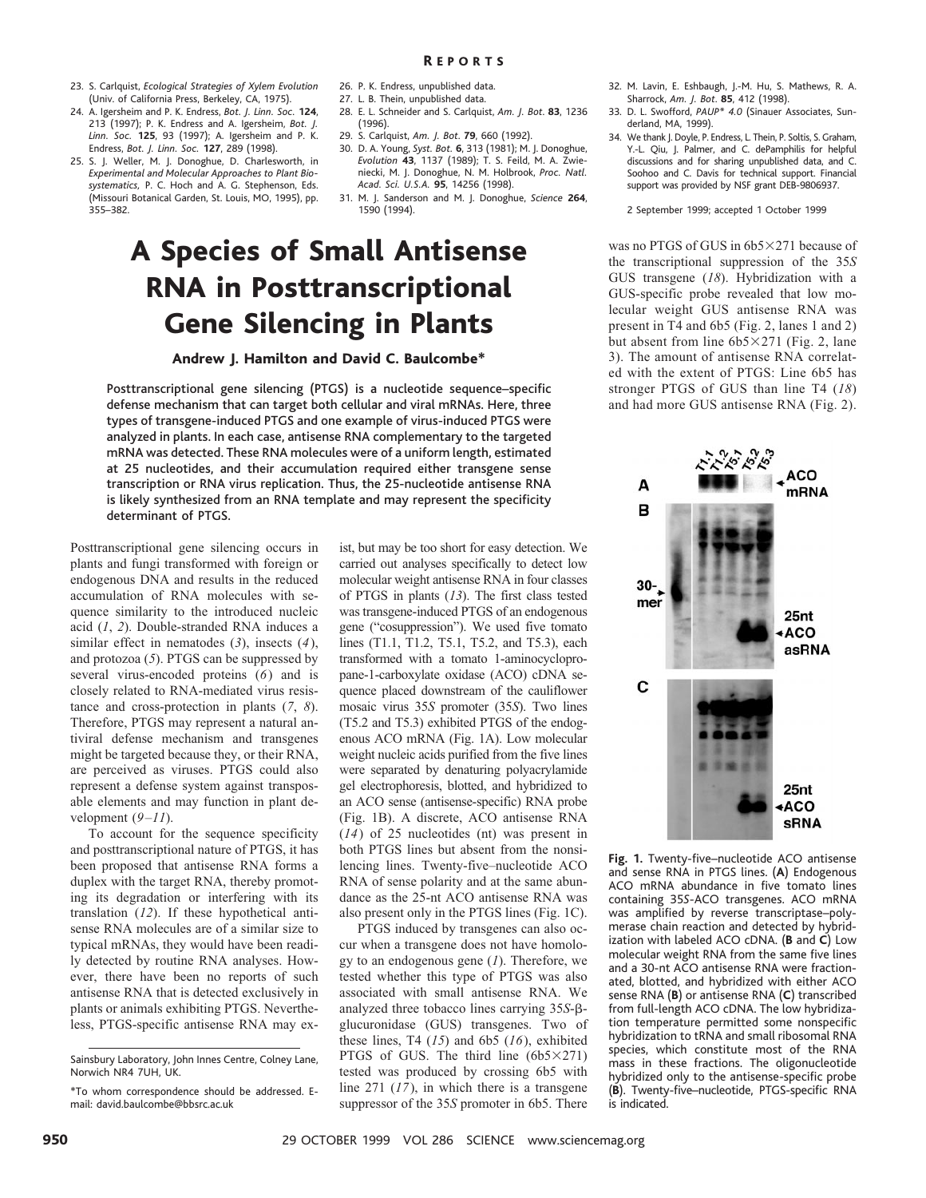23. S. Carlquist, *Ecological Strategies of Xylem Evolution* (Univ. of California Press, Berkeley, CA, 1975).
24. A. Igersheim and P. K. Endress, *Bot. J. Linn. Soc.* **124**, 213 (1997); P. K. Endress and A. Igersheim, *Bot. J. Linn. Soc.* **125**, 93 (1997); A. Igersheim and P. K. Endress, *Bot. J. Linn. Soc.* **127**, 289 (1998).
25. S. J. Weller, M. J. Donoghue, D. Charlesworth, in *Experimental and Molecular Approaches to Plant Biosystematics*, P. C. Hoch and A. G. Stephenson, Eds. (Missouri Botanical Garden, St. Louis, MO, 1995), pp. 355–382.
26. P. K. Endress, unpublished data.
27. L. B. Thein, unpublished data.
28. E. L. Schneider and S. Carlquist, *Am. J. Bot.* **83**, 1236 (1996).
29. S. Carlquist, *Am. J. Bot.* **79**, 660 (1992).
30. D. A. Young, *Syst. Bot.* **6**, 313 (1981); M. J. Donoghue, *Evolution* **43**, 1137 (1989); T. S. Feild, M. A. Zwieniecki, M. J. Donoghue, N. M. Holbrook, *Proc. Natl. Acad. Sci. U.S.A.* **95**, 14256 (1998).
31. M. J. Sanderson and M. J. Donoghue, *Science* **264**, 1590 (1994).
32. M. Lavin, E. Eshbaugh, J.-M. Hu, S. Mathews, R. A. Sharrock, *Am. J. Bot.* **85**, 412 (1998).
33. D. L. Swofford, *PAUP* 4.0* (Sinauer Associates, Sunderland, MA, 1999).
34. We thank J. Doyle, P. Endress, L. Thein, P. Soltis, S. Graham, Y.-L. Qiu, J. Palmer, and C. dePamphilis for helpful discussions and for sharing unpublished data, and C. Soohoo and C. Davis for technical support. Financial support was provided by NSF grant DEB-9806937.

2 September 1999; accepted 1 October 1999

# A Species of Small Antisense RNA in Posttranscriptional Gene Silencing in Plants

**Andrew J. Hamilton and David C. Baulcombe***

**Posttranscriptional gene silencing (PTGS) is a nucleotide sequence–specific defense mechanism that can target both cellular and viral mRNAs. Here, three types of transgene-induced PTGS and one example of virus-induced PTGS were analyzed in plants. In each case, antisense RNA complementary to the targeted mRNA was detected. These RNA molecules were of a uniform length, estimated at 25 nucleotides, and their accumulation required either transgene sense transcription or RNA virus replication. Thus, the 25-nucleotide antisense RNA is likely synthesized from an RNA template and may represent the specificity determinant of PTGS.**

Posttranscriptional gene silencing occurs in plants and fungi transformed with foreign or endogenous DNA and results in the reduced accumulation of RNA molecules with sequence similarity to the introduced nucleic acid (*1*, *2*). Double-stranded RNA induces a similar effect in nematodes (*3*), insects (*4*), and protozoa (*5*). PTGS can be suppressed by several virus-encoded proteins (*6*) and is closely related to RNA-mediated virus resistance and cross-protection in plants (*7*, *8*). Therefore, PTGS may represent a natural antiviral defense mechanism and transgenes might be targeted because they, or their RNA, are perceived as viruses. PTGS could also represent a defense system against transposable elements and may function in plant development (*9–11*).

To account for the sequence specificity and posttranscriptional nature of PTGS, it has been proposed that antisense RNA forms a duplex with the target RNA, thereby promoting its degradation or interfering with its translation (*12*). If these hypothetical antisense RNA molecules are of a similar size to typical mRNAs, they would have been readily detected by routine RNA analyses. However, there have been no reports of such antisense RNA that is detected exclusively in plants or animals exhibiting PTGS. Nevertheless, PTGS-specific antisense RNA may exist, but may be too short for easy detection. We carried out analyses specifically to detect low molecular weight antisense RNA in four classes of PTGS in plants (*13*). The first class tested was transgene-induced PTGS of an endogenous gene ("cosuppression"). We used five tomato lines (T1.1, T1.2, T5.1, T5.2, and T5.3), each transformed with a tomato 1-aminocyclopropane-1-carboxylate oxidase (ACO) cDNA sequence placed downstream of the cauliflower mosaic virus 35*S* promoter (35*S*). Two lines (T5.2 and T5.3) exhibited PTGS of the endogenous ACO mRNA (Fig. 1A). Low molecular weight nucleic acids purified from the five lines were separated by denaturing polyacrylamide gel electrophoresis, blotted, and hybridized to an ACO sense (antisense-specific) RNA probe (Fig. 1B). A discrete, ACO antisense RNA (*14*) of 25 nucleotides (nt) was present in both PTGS lines but absent from the nonsilencing lines. Twenty-five–nucleotide ACO RNA of sense polarity and at the same abundance as the 25-nt ACO antisense RNA was also present only in the PTGS lines (Fig. 1C).

PTGS induced by transgenes can also occur when a transgene does not have homology to an endogenous gene (*1*). Therefore, we tested whether this type of PTGS was also associated with small antisense RNA. We analyzed three tobacco lines carrying 35*S*-β-glucuronidase (GUS) transgenes. Two of these lines, T4 (*15*) and 6b5 (*16*), exhibited PTGS of GUS. The third line (6b5×271) tested was produced by crossing 6b5 with line 271 (*17*), in which there is a transgene suppressor of the 35*S* promoter in 6b5. There was no PTGS of GUS in 6b5×271 because of the transcriptional suppression of the 35*S* GUS transgene (*18*). Hybridization with a GUS-specific probe revealed that low molecular weight GUS antisense RNA was present in T4 and 6b5 (Fig. 2, lanes 1 and 2) but absent from line 6b5×271 (Fig. 2, lane 3). The amount of antisense RNA correlated with the extent of PTGS: Line 6b5 has stronger PTGS of GUS than line T4 (*18*) and had more GUS antisense RNA (Fig. 2).

A
B
C
T1.1 T1.2 T5.1 T5.2 T5.3
ACO mRNA
30-mer
25nt ACO asRNA
25nt ACO sRNA

**Fig. 1.** Twenty-five–nucleotide ACO antisense and sense RNA in PTGS lines. (**A**) Endogenous ACO mRNA abundance in five tomato lines containing 35*S*-ACO transgenes. ACO mRNA was amplified by reverse transcriptase–polymerase chain reaction and detected by hybridization with labeled ACO cDNA. (**B** and **C**) Low molecular weight RNA from the same five lines and a 30-nt ACO antisense RNA were fractionated, blotted, and hybridized with either ACO sense RNA (**B**) or antisense RNA (**C**) transcribed from full-length ACO cDNA. The low hybridization temperature permitted some nonspecific hybridization to tRNA and small ribosomal RNA species, which constitute most of the RNA mass in these fractions. The oligonucleotide hybridized only to the antisense-specific probe (**B**). Twenty-five–nucleotide, PTGS-specific RNA is indicated.

Sainsbury Laboratory, John Innes Centre, Colney Lane, Norwich NR4 7UH, UK.

*To whom correspondence should be addressed. E-mail: david.baulcombe@bbsrc.ac.uk